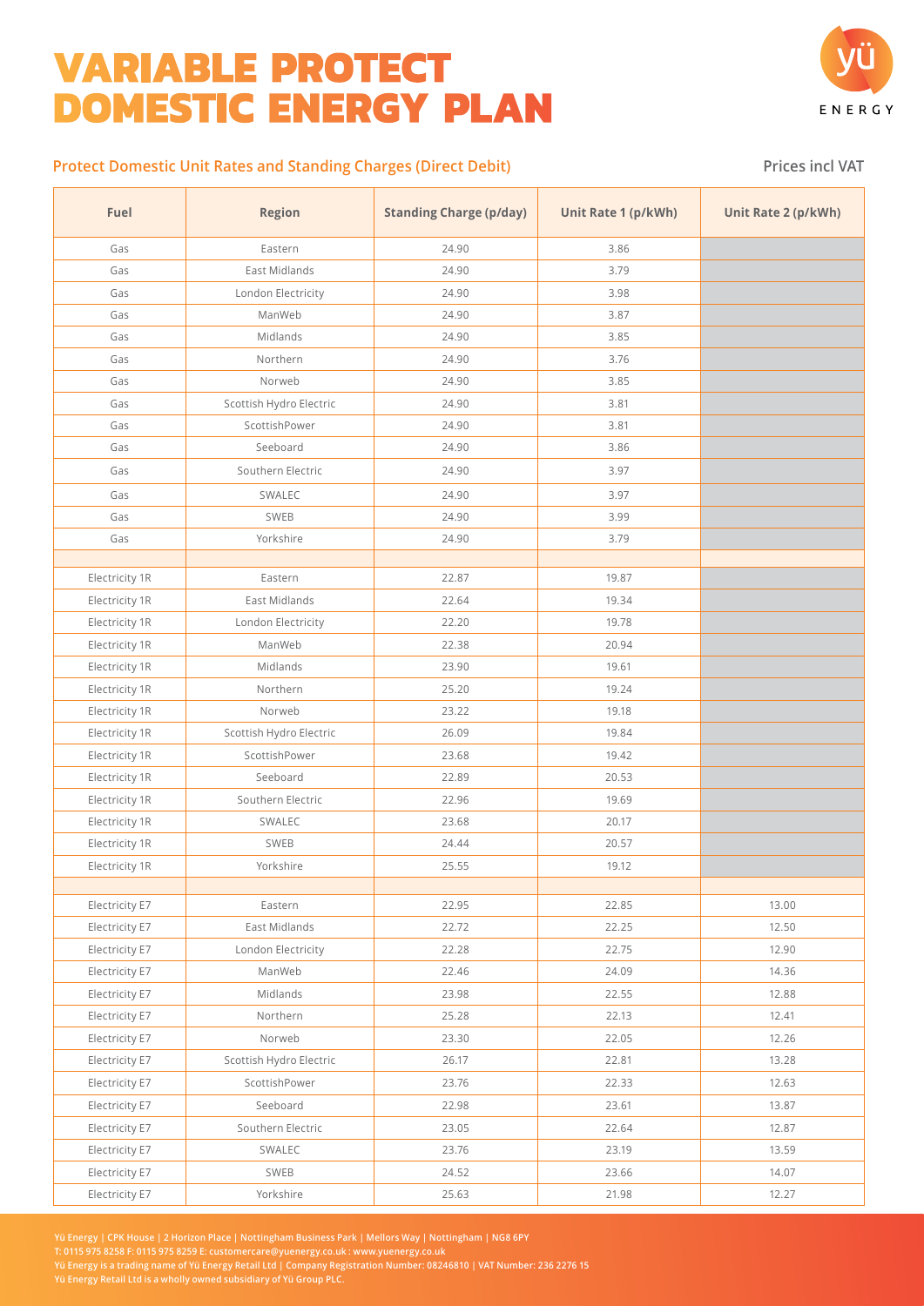# VARIABLE PROTECT DOMESTIC ENERGY PLAN

yü ENERGY

## Protect Domestic Unit Rates and Standing Charges (Direct Debit)

Prices incl VAT

| Fuel | Region | Standing Charge (p/day) | Unit Rate 1 (p/kWh) | Unit Rate 2 (p/kWh) |
|---|---|---|---|---|
| Gas | Eastern | 24.90 | 3.86 | |
| Gas | East Midlands | 24.90 | 3.79 | |
| Gas | London Electricity | 24.90 | 3.98 | |
| Gas | ManWeb | 24.90 | 3.87 | |
| Gas | Midlands | 24.90 | 3.85 | |
| Gas | Northern | 24.90 | 3.76 | |
| Gas | Norweb | 24.90 | 3.85 | |
| Gas | Scottish Hydro Electric | 24.90 | 3.81 | |
| Gas | ScottishPower | 24.90 | 3.81 | |
| Gas | Seeboard | 24.90 | 3.86 | |
| Gas | Southern Electric | 24.90 | 3.97 | |
| Gas | SWALEC | 24.90 | 3.97 | |
| Gas | SWEB | 24.90 | 3.99 | |
| Gas | Yorkshire | 24.90 | 3.79 | |
| | | | | |
| Electricity 1R | Eastern | 22.87 | 19.87 | |
| Electricity 1R | East Midlands | 22.64 | 19.34 | |
| Electricity 1R | London Electricity | 22.20 | 19.78 | |
| Electricity 1R | ManWeb | 22.38 | 20.94 | |
| Electricity 1R | Midlands | 23.90 | 19.61 | |
| Electricity 1R | Northern | 25.20 | 19.24 | |
| Electricity 1R | Norweb | 23.22 | 19.18 | |
| Electricity 1R | Scottish Hydro Electric | 26.09 | 19.84 | |
| Electricity 1R | ScottishPower | 23.68 | 19.42 | |
| Electricity 1R | Seeboard | 22.89 | 20.53 | |
| Electricity 1R | Southern Electric | 22.96 | 19.69 | |
| Electricity 1R | SWALEC | 23.68 | 20.17 | |
| Electricity 1R | SWEB | 24.44 | 20.57 | |
| Electricity 1R | Yorkshire | 25.55 | 19.12 | |
| | | | | |
| Electricity E7 | Eastern | 22.95 | 22.85 | 13.00 |
| Electricity E7 | East Midlands | 22.72 | 22.25 | 12.50 |
| Electricity E7 | London Electricity | 22.28 | 22.75 | 12.90 |
| Electricity E7 | ManWeb | 22.46 | 24.09 | 14.36 |
| Electricity E7 | Midlands | 23.98 | 22.55 | 12.88 |
| Electricity E7 | Northern | 25.28 | 22.13 | 12.41 |
| Electricity E7 | Norweb | 23.30 | 22.05 | 12.26 |
| Electricity E7 | Scottish Hydro Electric | 26.17 | 22.81 | 13.28 |
| Electricity E7 | ScottishPower | 23.76 | 22.33 | 12.63 |
| Electricity E7 | Seeboard | 22.98 | 23.61 | 13.87 |
| Electricity E7 | Southern Electric | 23.05 | 22.64 | 12.87 |
| Electricity E7 | SWALEC | 23.76 | 23.19 | 13.59 |
| Electricity E7 | SWEB | 24.52 | 23.66 | 14.07 |
| Electricity E7 | Yorkshire | 25.63 | 21.98 | 12.27 |

Yü Energy | CPK House | 2 Horizon Place | Nottingham Business Park | Mellors Way | Nottingham | NG8 6PY
T: 0115 975 8258 F: 0115 975 8259 E: customercare@yuenergy.co.uk : www.yuenergy.co.uk
Yü Energy is a trading name of Yü Energy Retail Ltd | Company Registration Number: 08246810 | VAT Number: 236 2276 15
Yü Energy Retail Ltd is a wholly owned subsidiary of Yü Group PLC.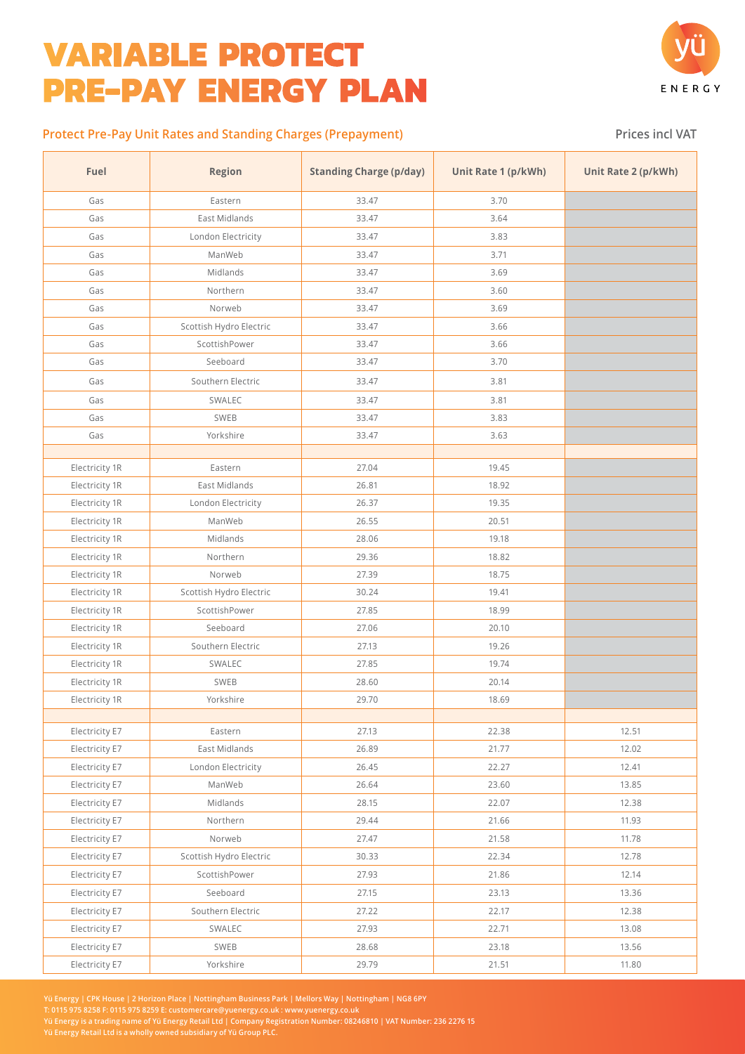# VARIABLE PROTECT PRE-PAY ENERGY PLAN

yü ENERGY

### Protect Pre-Pay Unit Rates and Standing Charges (Prepayment)

Prices incl VAT

| Fuel | Region | Standing Charge (p/day) | Unit Rate 1 (p/kWh) | Unit Rate 2 (p/kWh) |
|---|---|---|---|---|
| Gas | Eastern | 33.47 | 3.70 | |
| Gas | East Midlands | 33.47 | 3.64 | |
| Gas | London Electricity | 33.47 | 3.83 | |
| Gas | ManWeb | 33.47 | 3.71 | |
| Gas | Midlands | 33.47 | 3.69 | |
| Gas | Northern | 33.47 | 3.60 | |
| Gas | Norweb | 33.47 | 3.69 | |
| Gas | Scottish Hydro Electric | 33.47 | 3.66 | |
| Gas | ScottishPower | 33.47 | 3.66 | |
| Gas | Seeboard | 33.47 | 3.70 | |
| Gas | Southern Electric | 33.47 | 3.81 | |
| Gas | SWALEC | 33.47 | 3.81 | |
| Gas | SWEB | 33.47 | 3.83 | |
| Gas | Yorkshire | 33.47 | 3.63 | |
| | | | | |
| Electricity 1R | Eastern | 27.04 | 19.45 | |
| Electricity 1R | East Midlands | 26.81 | 18.92 | |
| Electricity 1R | London Electricity | 26.37 | 19.35 | |
| Electricity 1R | ManWeb | 26.55 | 20.51 | |
| Electricity 1R | Midlands | 28.06 | 19.18 | |
| Electricity 1R | Northern | 29.36 | 18.82 | |
| Electricity 1R | Norweb | 27.39 | 18.75 | |
| Electricity 1R | Scottish Hydro Electric | 30.24 | 19.41 | |
| Electricity 1R | ScottishPower | 27.85 | 18.99 | |
| Electricity 1R | Seeboard | 27.06 | 20.10 | |
| Electricity 1R | Southern Electric | 27.13 | 19.26 | |
| Electricity 1R | SWALEC | 27.85 | 19.74 | |
| Electricity 1R | SWEB | 28.60 | 20.14 | |
| Electricity 1R | Yorkshire | 29.70 | 18.69 | |
| | | | | |
| Electricity E7 | Eastern | 27.13 | 22.38 | 12.51 |
| Electricity E7 | East Midlands | 26.89 | 21.77 | 12.02 |
| Electricity E7 | London Electricity | 26.45 | 22.27 | 12.41 |
| Electricity E7 | ManWeb | 26.64 | 23.60 | 13.85 |
| Electricity E7 | Midlands | 28.15 | 22.07 | 12.38 |
| Electricity E7 | Northern | 29.44 | 21.66 | 11.93 |
| Electricity E7 | Norweb | 27.47 | 21.58 | 11.78 |
| Electricity E7 | Scottish Hydro Electric | 30.33 | 22.34 | 12.78 |
| Electricity E7 | ScottishPower | 27.93 | 21.86 | 12.14 |
| Electricity E7 | Seeboard | 27.15 | 23.13 | 13.36 |
| Electricity E7 | Southern Electric | 27.22 | 22.17 | 12.38 |
| Electricity E7 | SWALEC | 27.93 | 22.71 | 13.08 |
| Electricity E7 | SWEB | 28.68 | 23.18 | 13.56 |
| Electricity E7 | Yorkshire | 29.79 | 21.51 | 11.80 |

Yü Energy | CPK House | 2 Horizon Place | Nottingham Business Park | Mellors Way | Nottingham | NG8 6PY
T: 0115 975 8258 F: 0115 975 8259 E: customercare@yuenergy.co.uk : www.yuenergy.co.uk
Yü Energy is a trading name of Yü Energy Retail Ltd | Company Registration Number: 08246810 | VAT Number: 236 2276 15
Yü Energy Retail Ltd is a wholly owned subsidiary of Yü Group PLC.